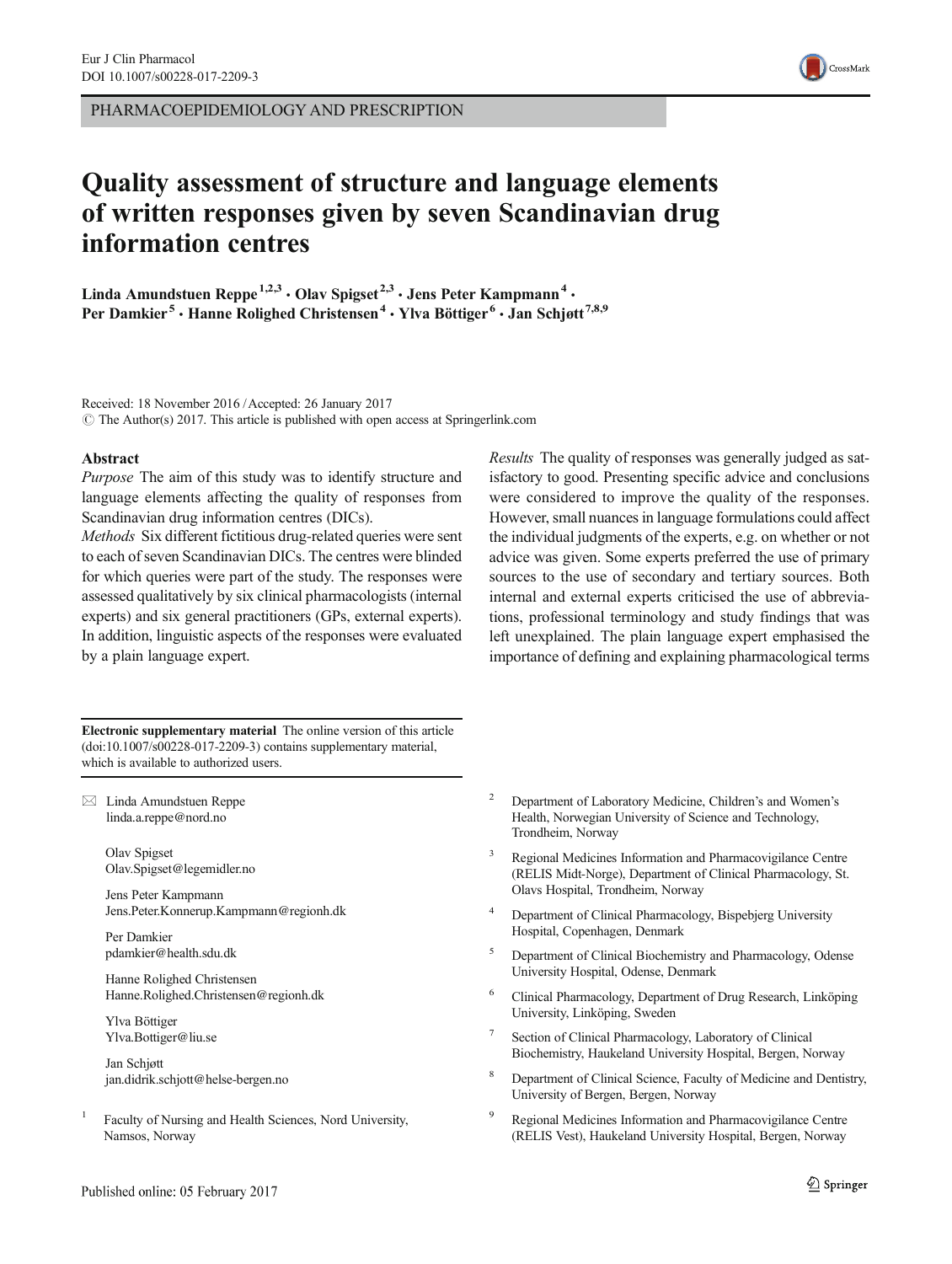PHARMACOEPIDEMIOLOGY AND PRESCRIPTION

# Quality assessment of structure and language elements of written responses given by seven Scandinavian drug information centres

**Linda Amundstuen Reppe**[1,2,3] **· Olav Spigset**[2,3] **· Jens Peter Kampmann**[4] **· Per Damkier**[5] **· Hanne Rolighed Christensen**[4] **· Ylva Böttiger**[6] **· Jan Schjøtt**[7,8,9]

Received: 18 November 2016 / Accepted: 26 January 2017
© The Author(s) 2017. This article is published with open access at Springerlink.com

## Abstract

*Purpose* The aim of this study was to identify structure and language elements affecting the quality of responses from Scandinavian drug information centres (DICs).

*Methods* Six different fictitious drug-related queries were sent to each of seven Scandinavian DICs. The centres were blinded for which queries were part of the study. The responses were assessed qualitatively by six clinical pharmacologists (internal experts) and six general practitioners (GPs, external experts). In addition, linguistic aspects of the responses were evaluated by a plain language expert.

*Results* The quality of responses was generally judged as satisfactory to good. Presenting specific advice and conclusions were considered to improve the quality of the responses. However, small nuances in language formulations could affect the individual judgments of the experts, e.g. on whether or not advice was given. Some experts preferred the use of primary sources to the use of secondary and tertiary sources. Both internal and external experts criticised the use of abbreviations, professional terminology and study findings that was left unexplained. The plain language expert emphasised the importance of defining and explaining pharmacological terms

**Electronic supplementary material** The online version of this article (doi:10.1007/s00228-017-2209-3) contains supplementary material, which is available to authorized users.

✉ Linda Amundstuen Reppe
linda.a.reppe@nord.no

Olav Spigset
Olav.Spigset@legemidler.no

Jens Peter Kampmann
Jens.Peter.Konnerup.Kampmann@regionh.dk

Per Damkier
pdamkier@health.sdu.dk

Hanne Rolighed Christensen
Hanne.Rolighed.Christensen@regionh.dk

Ylva Böttiger
Ylva.Bottiger@liu.se

Jan Schjøtt
jan.didrik.schjott@helse-bergen.no

[1] Faculty of Nursing and Health Sciences, Nord University, Namsos, Norway

[2] Department of Laboratory Medicine, Children's and Women's Health, Norwegian University of Science and Technology, Trondheim, Norway

[3] Regional Medicines Information and Pharmacovigilance Centre (RELIS Midt-Norge), Department of Clinical Pharmacology, St. Olavs Hospital, Trondheim, Norway

[4] Department of Clinical Pharmacology, Bispebjerg University Hospital, Copenhagen, Denmark

[5] Department of Clinical Biochemistry and Pharmacology, Odense University Hospital, Odense, Denmark

[6] Clinical Pharmacology, Department of Drug Research, Linköping University, Linköping, Sweden

[7] Section of Clinical Pharmacology, Laboratory of Clinical Biochemistry, Haukeland University Hospital, Bergen, Norway

[8] Department of Clinical Science, Faculty of Medicine and Dentistry, University of Bergen, Bergen, Norway

[9] Regional Medicines Information and Pharmacovigilance Centre (RELIS Vest), Haukeland University Hospital, Bergen, Norway

Published online: 05 February 2017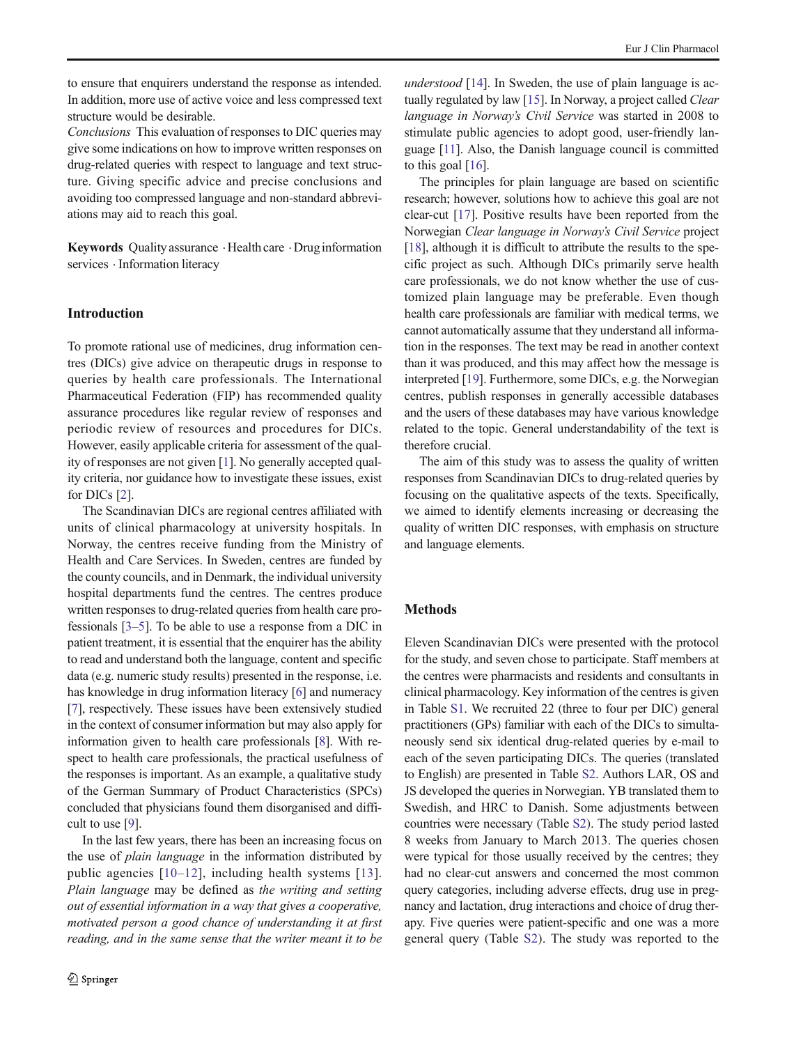to ensure that enquirers understand the response as intended. In addition, more use of active voice and less compressed text structure would be desirable.

*Conclusions* This evaluation of responses to DIC queries may give some indications on how to improve written responses on drug-related queries with respect to language and text structure. Giving specific advice and precise conclusions and avoiding too compressed language and non-standard abbreviations may aid to reach this goal.

**Keywords** Quality assurance · Health care · Drug information services · Information literacy

## Introduction

To promote rational use of medicines, drug information centres (DICs) give advice on therapeutic drugs in response to queries by health care professionals. The International Pharmaceutical Federation (FIP) has recommended quality assurance procedures like regular review of responses and periodic review of resources and procedures for DICs. However, easily applicable criteria for assessment of the quality of responses are not given [1]. No generally accepted quality criteria, nor guidance how to investigate these issues, exist for DICs [2].

The Scandinavian DICs are regional centres affiliated with units of clinical pharmacology at university hospitals. In Norway, the centres receive funding from the Ministry of Health and Care Services. In Sweden, centres are funded by the county councils, and in Denmark, the individual university hospital departments fund the centres. The centres produce written responses to drug-related queries from health care professionals [3–5]. To be able to use a response from a DIC in patient treatment, it is essential that the enquirer has the ability to read and understand both the language, content and specific data (e.g. numeric study results) presented in the response, i.e. has knowledge in drug information literacy [6] and numeracy [7], respectively. These issues have been extensively studied in the context of consumer information but may also apply for information given to health care professionals [8]. With respect to health care professionals, the practical usefulness of the responses is important. As an example, a qualitative study of the German Summary of Product Characteristics (SPCs) concluded that physicians found them disorganised and difficult to use [9].

In the last few years, there has been an increasing focus on the use of *plain language* in the information distributed by public agencies [10–12], including health systems [13]. *Plain language* may be defined as *the writing and setting out of essential information in a way that gives a cooperative, motivated person a good chance of understanding it at first reading, and in the same sense that the writer meant it to be understood* [14]. In Sweden, the use of plain language is actually regulated by law [15]. In Norway, a project called *Clear language in Norway's Civil Service* was started in 2008 to stimulate public agencies to adopt good, user-friendly language [11]. Also, the Danish language council is committed to this goal [16].

The principles for plain language are based on scientific research; however, solutions how to achieve this goal are not clear-cut [17]. Positive results have been reported from the Norwegian *Clear language in Norway's Civil Service* project [18], although it is difficult to attribute the results to the specific project as such. Although DICs primarily serve health care professionals, we do not know whether the use of customized plain language may be preferable. Even though health care professionals are familiar with medical terms, we cannot automatically assume that they understand all information in the responses. The text may be read in another context than it was produced, and this may affect how the message is interpreted [19]. Furthermore, some DICs, e.g. the Norwegian centres, publish responses in generally accessible databases and the users of these databases may have various knowledge related to the topic. General understandability of the text is therefore crucial.

The aim of this study was to assess the quality of written responses from Scandinavian DICs to drug-related queries by focusing on the qualitative aspects of the texts. Specifically, we aimed to identify elements increasing or decreasing the quality of written DIC responses, with emphasis on structure and language elements.

## Methods

Eleven Scandinavian DICs were presented with the protocol for the study, and seven chose to participate. Staff members at the centres were pharmacists and residents and consultants in clinical pharmacology. Key information of the centres is given in Table S1. We recruited 22 (three to four per DIC) general practitioners (GPs) familiar with each of the DICs to simultaneously send six identical drug-related queries by e-mail to each of the seven participating DICs. The queries (translated to English) are presented in Table S2. Authors LAR, OS and JS developed the queries in Norwegian. YB translated them to Swedish, and HRC to Danish. Some adjustments between countries were necessary (Table S2). The study period lasted 8 weeks from January to March 2013. The queries chosen were typical for those usually received by the centres; they had no clear-cut answers and concerned the most common query categories, including adverse effects, drug use in pregnancy and lactation, drug interactions and choice of drug therapy. Five queries were patient-specific and one was a more general query (Table S2). The study was reported to the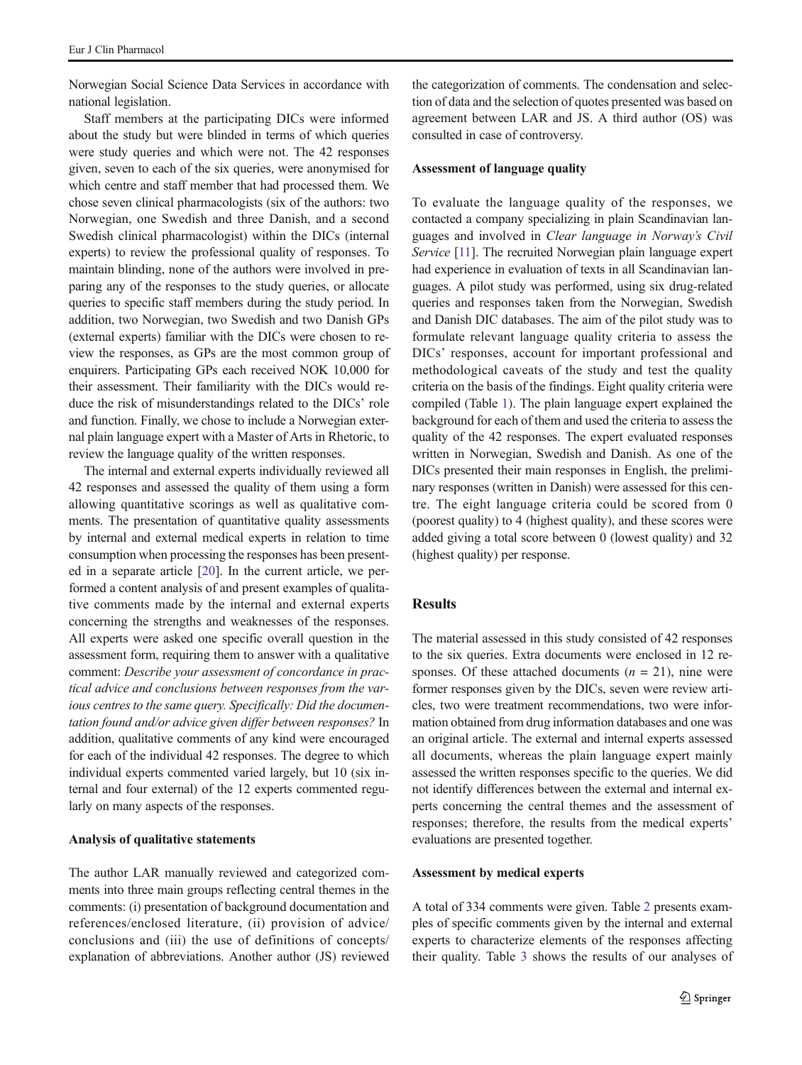Norwegian Social Science Data Services in accordance with national legislation.

Staff members at the participating DICs were informed about the study but were blinded in terms of which queries were study queries and which were not. The 42 responses given, seven to each of the six queries, were anonymised for which centre and staff member that had processed them. We chose seven clinical pharmacologists (six of the authors: two Norwegian, one Swedish and three Danish, and a second Swedish clinical pharmacologist) within the DICs (internal experts) to review the professional quality of responses. To maintain blinding, none of the authors were involved in preparing any of the responses to the study queries, or allocate queries to specific staff members during the study period. In addition, two Norwegian, two Swedish and two Danish GPs (external experts) familiar with the DICs were chosen to review the responses, as GPs are the most common group of enquirers. Participating GPs each received NOK 10,000 for their assessment. Their familiarity with the DICs would reduce the risk of misunderstandings related to the DICs' role and function. Finally, we chose to include a Norwegian external plain language expert with a Master of Arts in Rhetoric, to review the language quality of the written responses.

The internal and external experts individually reviewed all 42 responses and assessed the quality of them using a form allowing quantitative scorings as well as qualitative comments. The presentation of quantitative quality assessments by internal and external medical experts in relation to time consumption when processing the responses has been presented in a separate article [20]. In the current article, we performed a content analysis of and present examples of qualitative comments made by the internal and external experts concerning the strengths and weaknesses of the responses. All experts were asked one specific overall question in the assessment form, requiring them to answer with a qualitative comment: *Describe your assessment of concordance in practical advice and conclusions between responses from the various centres to the same query. Specifically: Did the documentation found and/or advice given differ between responses?* In addition, qualitative comments of any kind were encouraged for each of the individual 42 responses. The degree to which individual experts commented varied largely, but 10 (six internal and four external) of the 12 experts commented regularly on many aspects of the responses.

**Analysis of qualitative statements**

The author LAR manually reviewed and categorized comments into three main groups reflecting central themes in the comments: (i) presentation of background documentation and references/enclosed literature, (ii) provision of advice/conclusions and (iii) the use of definitions of concepts/explanation of abbreviations. Another author (JS) reviewed the categorization of comments. The condensation and selection of data and the selection of quotes presented was based on agreement between LAR and JS. A third author (OS) was consulted in case of controversy.

**Assessment of language quality**

To evaluate the language quality of the responses, we contacted a company specializing in plain Scandinavian languages and involved in *Clear language in Norway's Civil Service* [11]. The recruited Norwegian plain language expert had experience in evaluation of texts in all Scandinavian languages. A pilot study was performed, using six drug-related queries and responses taken from the Norwegian, Swedish and Danish DIC databases. The aim of the pilot study was to formulate relevant language quality criteria to assess the DICs' responses, account for important professional and methodological caveats of the study and test the quality criteria on the basis of the findings. Eight quality criteria were compiled (Table 1). The plain language expert explained the background for each of them and used the criteria to assess the quality of the 42 responses. The expert evaluated responses written in Norwegian, Swedish and Danish. As one of the DICs presented their main responses in English, the preliminary responses (written in Danish) were assessed for this centre. The eight language criteria could be scored from 0 (poorest quality) to 4 (highest quality), and these scores were added giving a total score between 0 (lowest quality) and 32 (highest quality) per response.

## Results

The material assessed in this study consisted of 42 responses to the six queries. Extra documents were enclosed in 12 responses. Of these attached documents ($n$ = 21), nine were former responses given by the DICs, seven were review articles, two were treatment recommendations, two were information obtained from drug information databases and one was an original article. The external and internal experts assessed all documents, whereas the plain language expert mainly assessed the written responses specific to the queries. We did not identify differences between the external and internal experts concerning the central themes and the assessment of responses; therefore, the results from the medical experts' evaluations are presented together.

**Assessment by medical experts**

A total of 334 comments were given. Table 2 presents examples of specific comments given by the internal and external experts to characterize elements of the responses affecting their quality. Table 3 shows the results of our analyses of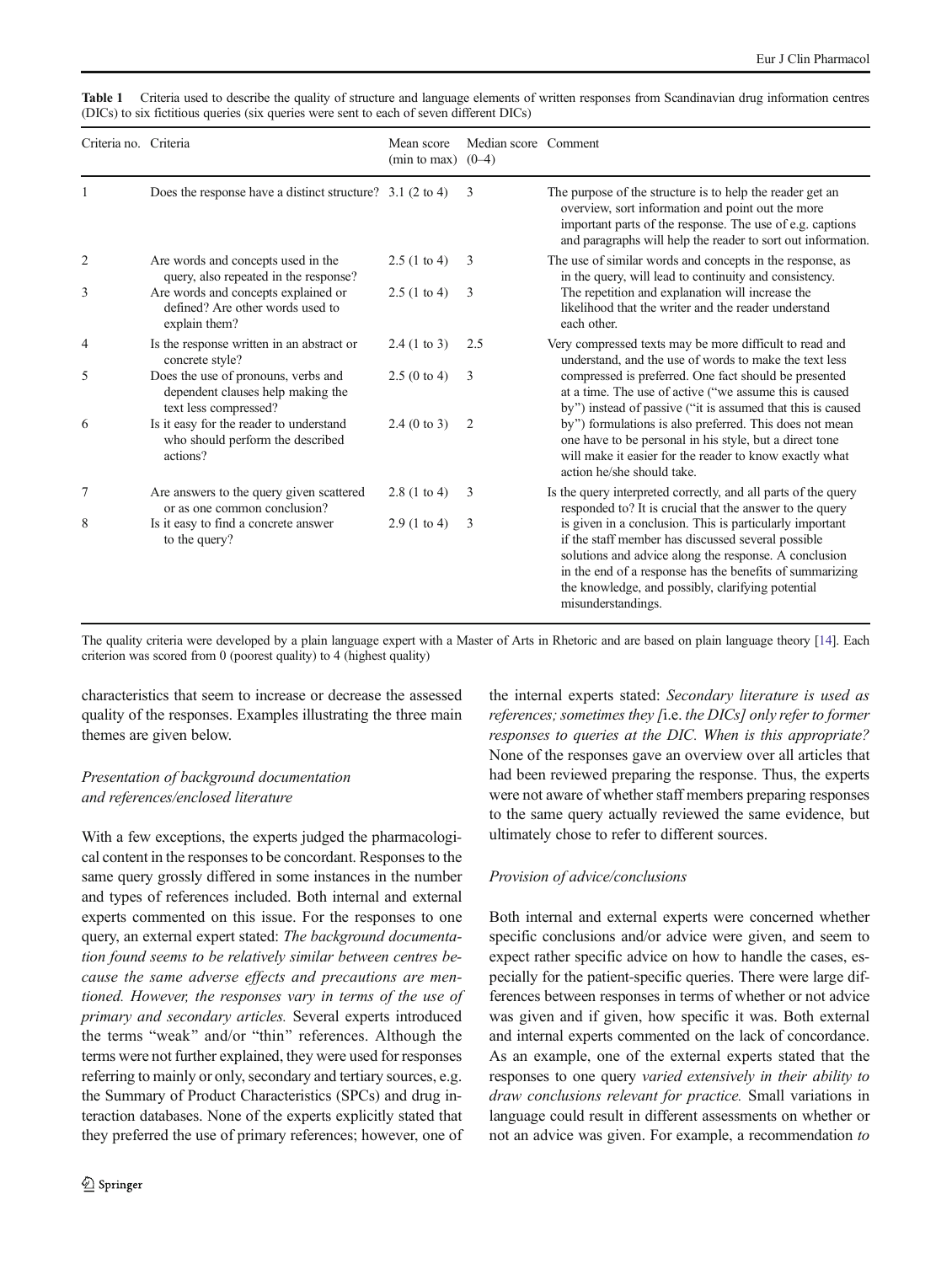**Table 1** Criteria used to describe the quality of structure and language elements of written responses from Scandinavian drug information centres (DICs) to six fictitious queries (six queries were sent to each of seven different DICs)

| Criteria no. | Criteria | Mean score (min to max) | Median score (0–4) | Comment |
|---|---|---|---|---|
| 1 | Does the response have a distinct structure? | 3.1 (2 to 4) | 3 | The purpose of the structure is to help the reader get an overview, sort information and point out the more important parts of the response. The use of e.g. captions and paragraphs will help the reader to sort out information. |
| 2 | Are words and concepts used in the query, also repeated in the response? | 2.5 (1 to 4) | 3 | The use of similar words and concepts in the response, as in the query, will lead to continuity and consistency. The repetition and explanation will increase the likelihood that the writer and the reader understand each other. |
| 3 | Are words and concepts explained or defined? Are other words used to explain them? | 2.5 (1 to 4) | 3 | |
| 4 | Is the response written in an abstract or concrete style? | 2.4 (1 to 3) | 2.5 | Very compressed texts may be more difficult to read and understand, and the use of words to make the text less compressed is preferred. One fact should be presented at a time. The use of active ("we assume this is caused by") instead of passive ("it is assumed that this is caused by") formulations is also preferred. This does not mean one have to be personal in his style, but a direct tone will make it easier for the reader to know exactly what action he/she should take. |
| 5 | Does the use of pronouns, verbs and dependent clauses help making the text less compressed? | 2.5 (0 to 4) | 3 | |
| 6 | Is it easy for the reader to understand who should perform the described actions? | 2.4 (0 to 3) | 2 | |
| 7 | Are answers to the query given scattered or as one common conclusion? | 2.8 (1 to 4) | 3 | Is the query interpreted correctly, and all parts of the query responded to? It is crucial that the answer to the query is given in a conclusion. This is particularly important if the staff member has discussed several possible solutions and advice along the response. A conclusion in the end of a response has the benefits of summarizing the knowledge, and possibly, clarifying potential misunderstandings. |
| 8 | Is it easy to find a concrete answer to the query? | 2.9 (1 to 4) | 3 | |

The quality criteria were developed by a plain language expert with a Master of Arts in Rhetoric and are based on plain language theory [14]. Each criterion was scored from 0 (poorest quality) to 4 (highest quality)

characteristics that seem to increase or decrease the assessed quality of the responses. Examples illustrating the three main themes are given below.

*Presentation of background documentation and references/enclosed literature*

With a few exceptions, the experts judged the pharmacological content in the responses to be concordant. Responses to the same query grossly differed in some instances in the number and types of references included. Both internal and external experts commented on this issue. For the responses to one query, an external expert stated: *The background documentation found seems to be relatively similar between centres because the same adverse effects and precautions are mentioned. However, the responses vary in terms of the use of primary and secondary articles.* Several experts introduced the terms "weak" and/or "thin" references. Although the terms were not further explained, they were used for responses referring to mainly or only, secondary and tertiary sources, e.g. the Summary of Product Characteristics (SPCs) and drug interaction databases. None of the experts explicitly stated that they preferred the use of primary references; however, one of the internal experts stated: *Secondary literature is used as references; sometimes they [*i.e. *the DICs] only refer to former responses to queries at the DIC. When is this appropriate?* None of the responses gave an overview over all articles that had been reviewed preparing the response. Thus, the experts were not aware of whether staff members preparing responses to the same query actually reviewed the same evidence, but ultimately chose to refer to different sources.

*Provision of advice/conclusions*

Both internal and external experts were concerned whether specific conclusions and/or advice were given, and seem to expect rather specific advice on how to handle the cases, especially for the patient-specific queries. There were large differences between responses in terms of whether or not advice was given and if given, how specific it was. Both external and internal experts commented on the lack of concordance. As an example, one of the external experts stated that the responses to one query *varied extensively in their ability to draw conclusions relevant for practice.* Small variations in language could result in different assessments on whether or not an advice was given. For example, a recommendation *to*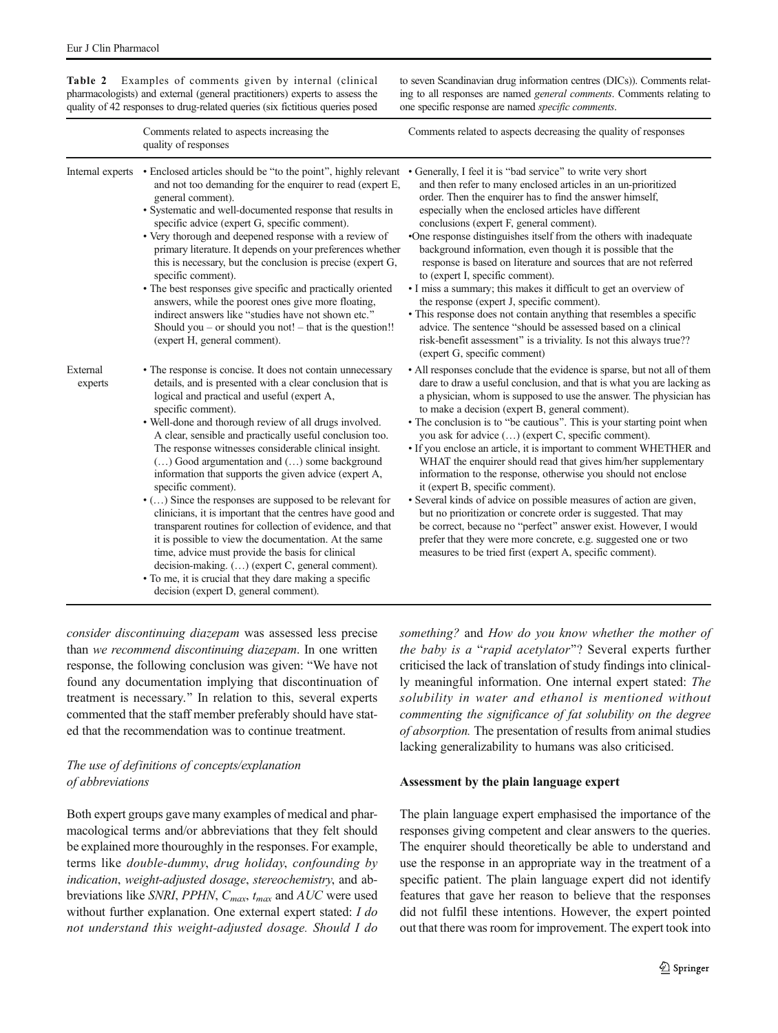**Table 2** Examples of comments given by internal (clinical pharmacologists) and external (general practitioners) experts to assess the quality of 42 responses to drug-related queries (six fictitious queries posed to seven Scandinavian drug information centres (DICs)). Comments relating to all responses are named *general comments*. Comments relating to one specific response are named *specific comments*.

| | Comments related to aspects increasing the quality of responses | Comments related to aspects decreasing the quality of responses |
|---|---|---|
| Internal experts | • Enclosed articles should be "to the point", highly relevant and not too demanding for the enquirer to read (expert E, general comment).<br>• Systematic and well-documented response that results in specific advice (expert G, specific comment).<br>• Very thorough and deepened response with a review of primary literature. It depends on your preferences whether this is necessary, but the conclusion is precise (expert G, specific comment).<br>• The best responses give specific and practically oriented answers, while the poorest ones give more floating, indirect answers like "studies have not shown etc." Should you – or should you not! – that is the question!! (expert H, general comment). | • Generally, I feel it is "bad service" to write very short and then refer to many enclosed articles in an un-prioritized order. Then the enquirer has to find the answer himself, especially when the enclosed articles have different conclusions (expert F, general comment).<br>•One response distinguishes itself from the others with inadequate background information, even though it is possible that the response is based on literature and sources that are not referred to (expert I, specific comment).<br>• I miss a summary; this makes it difficult to get an overview of the response (expert J, specific comment).<br>• This response does not contain anything that resembles a specific advice. The sentence "should be assessed based on a clinical risk-benefit assessment" is a triviality. Is not this always true?? (expert G, specific comment) |
| External experts | • The response is concise. It does not contain unnecessary details, and is presented with a clear conclusion that is logical and practical and useful (expert A, specific comment).<br>• Well-done and thorough review of all drugs involved. A clear, sensible and practically useful conclusion too. The response witnesses considerable clinical insight. (…) Good argumentation and (…) some background information that supports the given advice (expert A, specific comment).<br>• (…) Since the responses are supposed to be relevant for clinicians, it is important that the centres have good and transparent routines for collection of evidence, and that it is possible to view the documentation. At the same time, advice must provide the basis for clinical decision-making. (…) (expert C, general comment).<br>• To me, it is crucial that they dare making a specific decision (expert D, general comment). | • All responses conclude that the evidence is sparse, but not all of them dare to draw a useful conclusion, and that is what you are lacking as a physician, whom is supposed to use the answer. The physician has to make a decision (expert B, general comment).<br>• The conclusion is to "be cautious". This is your starting point when you ask for advice (…) (expert C, specific comment).<br>• If you enclose an article, it is important to comment WHETHER and WHAT the enquirer should read that gives him/her supplementary information to the response, otherwise you should not enclose it (expert B, specific comment).<br>• Several kinds of advice on possible measures of action are given, but no prioritization or concrete order is suggested. That may be correct, because no "perfect" answer exist. However, I would prefer that they were more concrete, e.g. suggested one or two measures to be tried first (expert A, specific comment). |

*consider discontinuing diazepam* was assessed less precise than *we recommend discontinuing diazepam*. In one written response, the following conclusion was given: "We have not found any documentation implying that discontinuation of treatment is necessary." In relation to this, several experts commented that the staff member preferably should have stated that the recommendation was to continue treatment.

### *The use of definitions of concepts/explanation of abbreviations*

Both expert groups gave many examples of medical and pharmacological terms and/or abbreviations that they felt should be explained more thouroughly in the responses. For example, terms like *double-dummy*, *drug holiday*, *confounding by indication*, *weight-adjusted dosage*, *stereochemistry*, and abbreviations like *SNRI*, *PPHN*, $C_{max}$, $t_{max}$ and *AUC* were used without further explanation. One external expert stated: *I do not understand this weight-adjusted dosage. Should I do something?* and *How do you know whether the mother of the baby is a "rapid acetylator"*? Several experts further criticised the lack of translation of study findings into clinically meaningful information. One internal expert stated: *The solubility in water and ethanol is mentioned without commenting the significance of fat solubility on the degree of absorption.* The presentation of results from animal studies lacking generalizability to humans was also criticised.

### Assessment by the plain language expert

The plain language expert emphasised the importance of the responses giving competent and clear answers to the queries. The enquirer should theoretically be able to understand and use the response in an appropriate way in the treatment of a specific patient. The plain language expert did not identify features that gave her reason to believe that the responses did not fulfil these intentions. However, the expert pointed out that there was room for improvement. The expert took into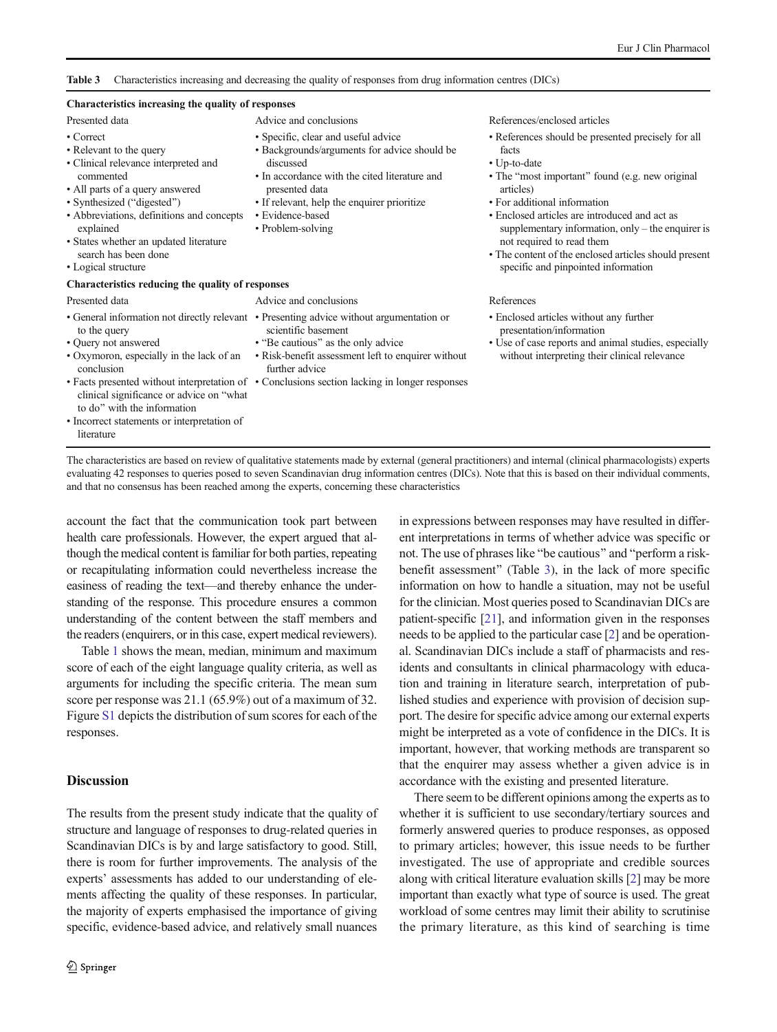**Table 3** Characteristics increasing and decreasing the quality of responses from drug information centres (DICs)

| Presented data | Advice and conclusions | References/enclosed articles |
|---|---|---|
| **Characteristics increasing the quality of responses** | | |
| • Correct<br>• Relevant to the query<br>• Clinical relevance interpreted and commented<br>• All parts of a query answered<br>• Synthesized ("digested")<br>• Abbreviations, definitions and concepts explained<br>• States whether an updated literature search has been done<br>• Logical structure | • Specific, clear and useful advice<br>• Backgrounds/arguments for advice should be discussed<br>• In accordance with the cited literature and presented data<br>• If relevant, help the enquirer prioritize<br>• Evidence-based<br>• Problem-solving | • References should be presented precisely for all facts<br>• Up-to-date<br>• The "most important" found (e.g. new original articles)<br>• For additional information<br>• Enclosed articles are introduced and act as supplementary information, only – the enquirer is not required to read them<br>• The content of the enclosed articles should present specific and pinpointed information |
| **Characteristics reducing the quality of responses** | | |
| Presented data | Advice and conclusions | References |
| • General information not directly relevant to the query<br>• Query not answered<br>• Oxymoron, especially in the lack of an conclusion<br>• Facts presented without interpretation of clinical significance or advice on "what to do" with the information<br>• Incorrect statements or interpretation of literature | • Presenting advice without argumentation or scientific basement<br>• "Be cautious" as the only advice<br>• Risk-benefit assessment left to enquirer without further advice<br>• Conclusions section lacking in longer responses | • Enclosed articles without any further presentation/information<br>• Use of case reports and animal studies, especially without interpreting their clinical relevance |

The characteristics are based on review of qualitative statements made by external (general practitioners) and internal (clinical pharmacologists) experts evaluating 42 responses to queries posed to seven Scandinavian drug information centres (DICs). Note that this is based on their individual comments, and that no consensus has been reached among the experts, concerning these characteristics

account the fact that the communication took part between health care professionals. However, the expert argued that although the medical content is familiar for both parties, repeating or recapitulating information could nevertheless increase the easiness of reading the text—and thereby enhance the understanding of the response. This procedure ensures a common understanding of the content between the staff members and the readers (enquirers, or in this case, expert medical reviewers).

Table 1 shows the mean, median, minimum and maximum score of each of the eight language quality criteria, as well as arguments for including the specific criteria. The mean sum score per response was 21.1 (65.9%) out of a maximum of 32. Figure S1 depicts the distribution of sum scores for each of the responses.

## Discussion

The results from the present study indicate that the quality of structure and language of responses to drug-related queries in Scandinavian DICs is by and large satisfactory to good. Still, there is room for further improvements. The analysis of the experts' assessments has added to our understanding of elements affecting the quality of these responses. In particular, the majority of experts emphasised the importance of giving specific, evidence-based advice, and relatively small nuances in expressions between responses may have resulted in different interpretations in terms of whether advice was specific or not. The use of phrases like "be cautious" and "perform a risk-benefit assessment" (Table 3), in the lack of more specific information on how to handle a situation, may not be useful for the clinician. Most queries posed to Scandinavian DICs are patient-specific [21], and information given in the responses needs to be applied to the particular case [2] and be operational. Scandinavian DICs include a staff of pharmacists and residents and consultants in clinical pharmacology with education and training in literature search, interpretation of published studies and experience with provision of decision support. The desire for specific advice among our external experts might be interpreted as a vote of confidence in the DICs. It is important, however, that working methods are transparent so that the enquirer may assess whether a given advice is in accordance with the existing and presented literature.

There seem to be different opinions among the experts as to whether it is sufficient to use secondary/tertiary sources and formerly answered queries to produce responses, as opposed to primary articles; however, this issue needs to be further investigated. The use of appropriate and credible sources along with critical literature evaluation skills [2] may be more important than exactly what type of source is used. The great workload of some centres may limit their ability to scrutinise the primary literature, as this kind of searching is time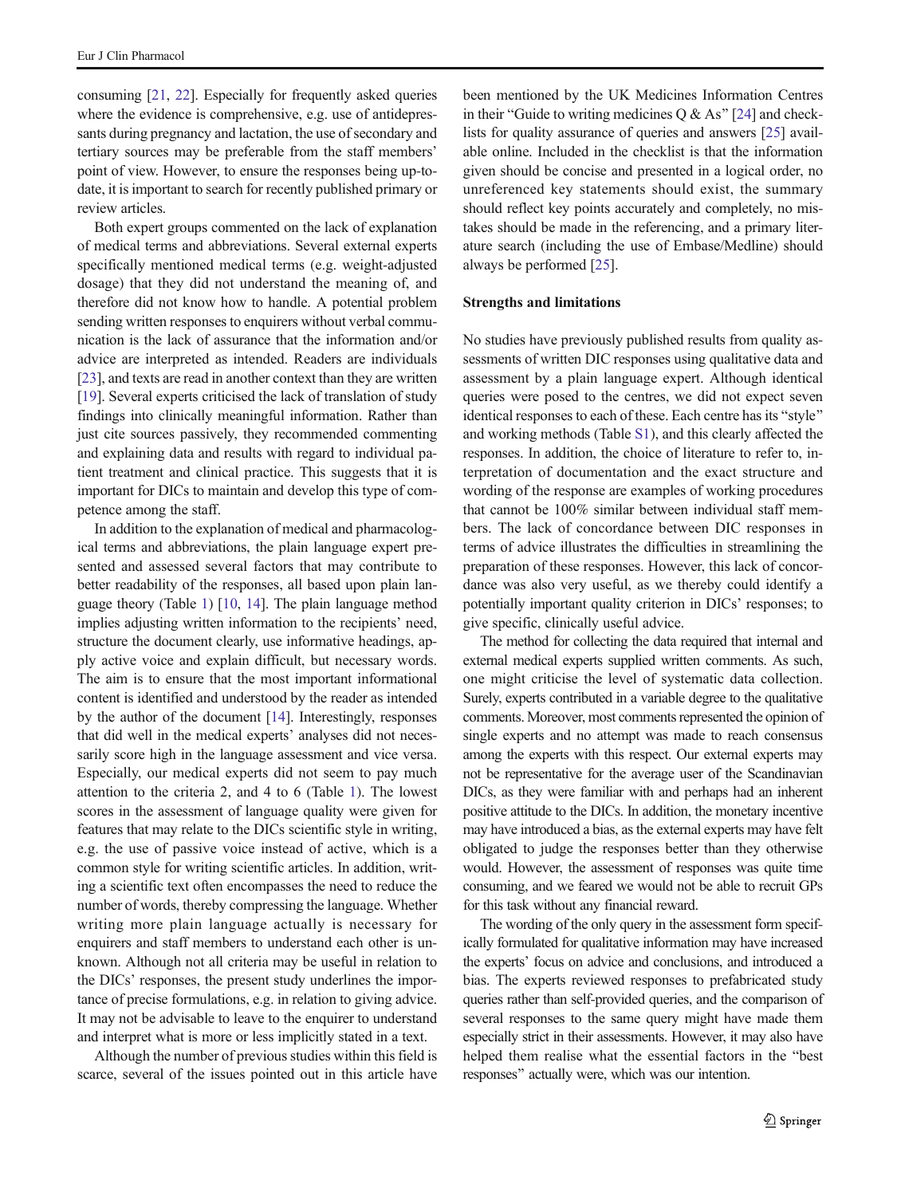consuming [21, 22]. Especially for frequently asked queries where the evidence is comprehensive, e.g. use of antidepressants during pregnancy and lactation, the use of secondary and tertiary sources may be preferable from the staff members' point of view. However, to ensure the responses being up-to-date, it is important to search for recently published primary or review articles.

Both expert groups commented on the lack of explanation of medical terms and abbreviations. Several external experts specifically mentioned medical terms (e.g. weight-adjusted dosage) that they did not understand the meaning of, and therefore did not know how to handle. A potential problem sending written responses to enquirers without verbal communication is the lack of assurance that the information and/or advice are interpreted as intended. Readers are individuals [23], and texts are read in another context than they are written [19]. Several experts criticised the lack of translation of study findings into clinically meaningful information. Rather than just cite sources passively, they recommended commenting and explaining data and results with regard to individual patient treatment and clinical practice. This suggests that it is important for DICs to maintain and develop this type of competence among the staff.

In addition to the explanation of medical and pharmacological terms and abbreviations, the plain language expert presented and assessed several factors that may contribute to better readability of the responses, all based upon plain language theory (Table 1) [10, 14]. The plain language method implies adjusting written information to the recipients' need, structure the document clearly, use informative headings, apply active voice and explain difficult, but necessary words. The aim is to ensure that the most important informational content is identified and understood by the reader as intended by the author of the document [14]. Interestingly, responses that did well in the medical experts' analyses did not necessarily score high in the language assessment and vice versa. Especially, our medical experts did not seem to pay much attention to the criteria 2, and 4 to 6 (Table 1). The lowest scores in the assessment of language quality were given for features that may relate to the DICs scientific style in writing, e.g. the use of passive voice instead of active, which is a common style for writing scientific articles. In addition, writing a scientific text often encompasses the need to reduce the number of words, thereby compressing the language. Whether writing more plain language actually is necessary for enquirers and staff members to understand each other is unknown. Although not all criteria may be useful in relation to the DICs' responses, the present study underlines the importance of precise formulations, e.g. in relation to giving advice. It may not be advisable to leave to the enquirer to understand and interpret what is more or less implicitly stated in a text.

Although the number of previous studies within this field is scarce, several of the issues pointed out in this article have been mentioned by the UK Medicines Information Centres in their "Guide to writing medicines Q & As" [24] and checklists for quality assurance of queries and answers [25] available online. Included in the checklist is that the information given should be concise and presented in a logical order, no unreferenced key statements should exist, the summary should reflect key points accurately and completely, no mistakes should be made in the referencing, and a primary literature search (including the use of Embase/Medline) should always be performed [25].

### Strengths and limitations

No studies have previously published results from quality assessments of written DIC responses using qualitative data and assessment by a plain language expert. Although identical queries were posed to the centres, we did not expect seven identical responses to each of these. Each centre has its "style" and working methods (Table S1), and this clearly affected the responses. In addition, the choice of literature to refer to, interpretation of documentation and the exact structure and wording of the response are examples of working procedures that cannot be 100% similar between individual staff members. The lack of concordance between DIC responses in terms of advice illustrates the difficulties in streamlining the preparation of these responses. However, this lack of concordance was also very useful, as we thereby could identify a potentially important quality criterion in DICs' responses; to give specific, clinically useful advice.

The method for collecting the data required that internal and external medical experts supplied written comments. As such, one might criticise the level of systematic data collection. Surely, experts contributed in a variable degree to the qualitative comments. Moreover, most comments represented the opinion of single experts and no attempt was made to reach consensus among the experts with this respect. Our external experts may not be representative for the average user of the Scandinavian DICs, as they were familiar with and perhaps had an inherent positive attitude to the DICs. In addition, the monetary incentive may have introduced a bias, as the external experts may have felt obligated to judge the responses better than they otherwise would. However, the assessment of responses was quite time consuming, and we feared we would not be able to recruit GPs for this task without any financial reward.

The wording of the only query in the assessment form specifically formulated for qualitative information may have increased the experts' focus on advice and conclusions, and introduced a bias. The experts reviewed responses to prefabricated study queries rather than self-provided queries, and the comparison of several responses to the same query might have made them especially strict in their assessments. However, it may also have helped them realise what the essential factors in the "best responses" actually were, which was our intention.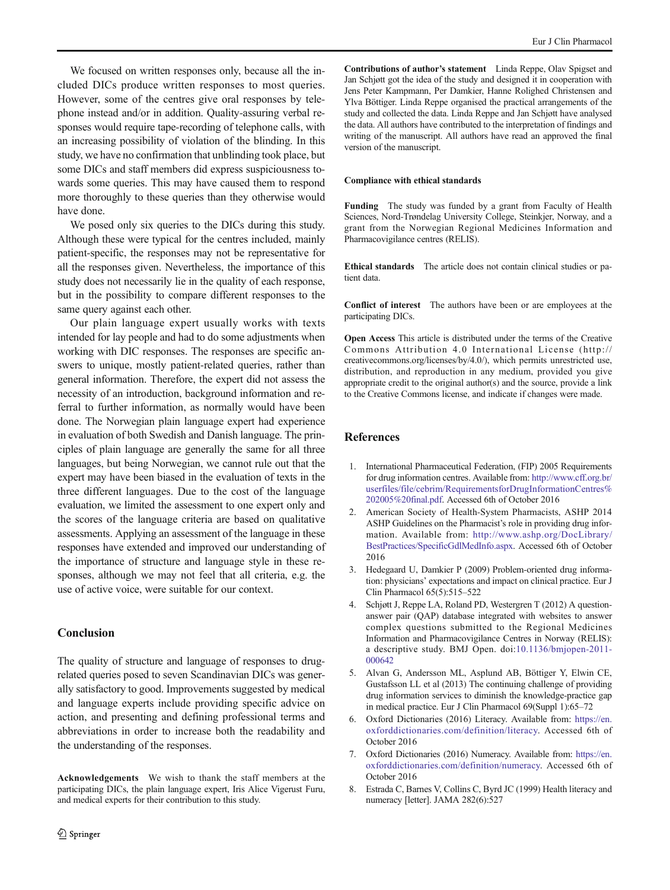We focused on written responses only, because all the included DICs produce written responses to most queries. However, some of the centres give oral responses by telephone instead and/or in addition. Quality-assuring verbal responses would require tape-recording of telephone calls, with an increasing possibility of violation of the blinding. In this study, we have no confirmation that unblinding took place, but some DICs and staff members did express suspiciousness towards some queries. This may have caused them to respond more thoroughly to these queries than they otherwise would have done.

We posed only six queries to the DICs during this study. Although these were typical for the centres included, mainly patient-specific, the responses may not be representative for all the responses given. Nevertheless, the importance of this study does not necessarily lie in the quality of each response, but in the possibility to compare different responses to the same query against each other.

Our plain language expert usually works with texts intended for lay people and had to do some adjustments when working with DIC responses. The responses are specific answers to unique, mostly patient-related queries, rather than general information. Therefore, the expert did not assess the necessity of an introduction, background information and referral to further information, as normally would have been done. The Norwegian plain language expert had experience in evaluation of both Swedish and Danish language. The principles of plain language are generally the same for all three languages, but being Norwegian, we cannot rule out that the expert may have been biased in the evaluation of texts in the three different languages. Due to the cost of the language evaluation, we limited the assessment to one expert only and the scores of the language criteria are based on qualitative assessments. Applying an assessment of the language in these responses have extended and improved our understanding of the importance of structure and language style in these responses, although we may not feel that all criteria, e.g. the use of active voice, were suitable for our context.

## Conclusion

The quality of structure and language of responses to drug-related queries posed to seven Scandinavian DICs was generally satisfactory to good. Improvements suggested by medical and language experts include providing specific advice on action, and presenting and defining professional terms and abbreviations in order to increase both the readability and the understanding of the responses.

**Acknowledgements** We wish to thank the staff members at the participating DICs, the plain language expert, Iris Alice Vigerust Furu, and medical experts for their contribution to this study.

**Contributions of author's statement** Linda Reppe, Olav Spigset and Jan Schjøtt got the idea of the study and designed it in cooperation with Jens Peter Kampmann, Per Damkier, Hanne Rolighed Christensen and Ylva Böttiger. Linda Reppe organised the practical arrangements of the study and collected the data. Linda Reppe and Jan Schjøtt have analysed the data. All authors have contributed to the interpretation of findings and writing of the manuscript. All authors have read an approved the final version of the manuscript.

**Compliance with ethical standards**

**Funding** The study was funded by a grant from Faculty of Health Sciences, Nord-Trøndelag University College, Steinkjer, Norway, and a grant from the Norwegian Regional Medicines Information and Pharmacovigilance centres (RELIS).

**Ethical standards** The article does not contain clinical studies or patient data.

**Conflict of interest** The authors have been or are employees at the participating DICs.

**Open Access** This article is distributed under the terms of the Creative Commons Attribution 4.0 International License (http://creativecommons.org/licenses/by/4.0/), which permits unrestricted use, distribution, and reproduction in any medium, provided you give appropriate credit to the original author(s) and the source, provide a link to the Creative Commons license, and indicate if changes were made.

## References

1. International Pharmaceutical Federation, (FIP) 2005 Requirements for drug information centres. Available from: http://www.cff.org.br/userfiles/file/cebrim/RequirementsforDrugInformationCentres%202005%20final.pdf. Accessed 6th of October 2016
2. American Society of Health-System Pharmacists, ASHP 2014 ASHP Guidelines on the Pharmacist's role in providing drug information. Available from: http://www.ashp.org/DocLibrary/BestPractices/SpecificGdlMedInfo.aspx. Accessed 6th of October 2016
3. Hedegaard U, Damkier P (2009) Problem-oriented drug information: physicians' expectations and impact on clinical practice. Eur J Clin Pharmacol 65(5):515–522
4. Schjøtt J, Reppe LA, Roland PD, Westergren T (2012) A question-answer pair (QAP) database integrated with websites to answer complex questions submitted to the Regional Medicines Information and Pharmacovigilance Centres in Norway (RELIS): a descriptive study. BMJ Open. doi:10.1136/bmjopen-2011-000642
5. Alvan G, Andersson ML, Asplund AB, Böttiger Y, Elwin CE, Gustafsson LL et al (2013) The continuing challenge of providing drug information services to diminish the knowledge-practice gap in medical practice. Eur J Clin Pharmacol 69(Suppl 1):65–72
6. Oxford Dictionaries (2016) Literacy. Available from: https://en.oxforddictionaries.com/definition/literacy. Accessed 6th of October 2016
7. Oxford Dictionaries (2016) Numeracy. Available from: https://en.oxforddictionaries.com/definition/numeracy. Accessed 6th of October 2016
8. Estrada C, Barnes V, Collins C, Byrd JC (1999) Health literacy and numeracy [letter]. JAMA 282(6):527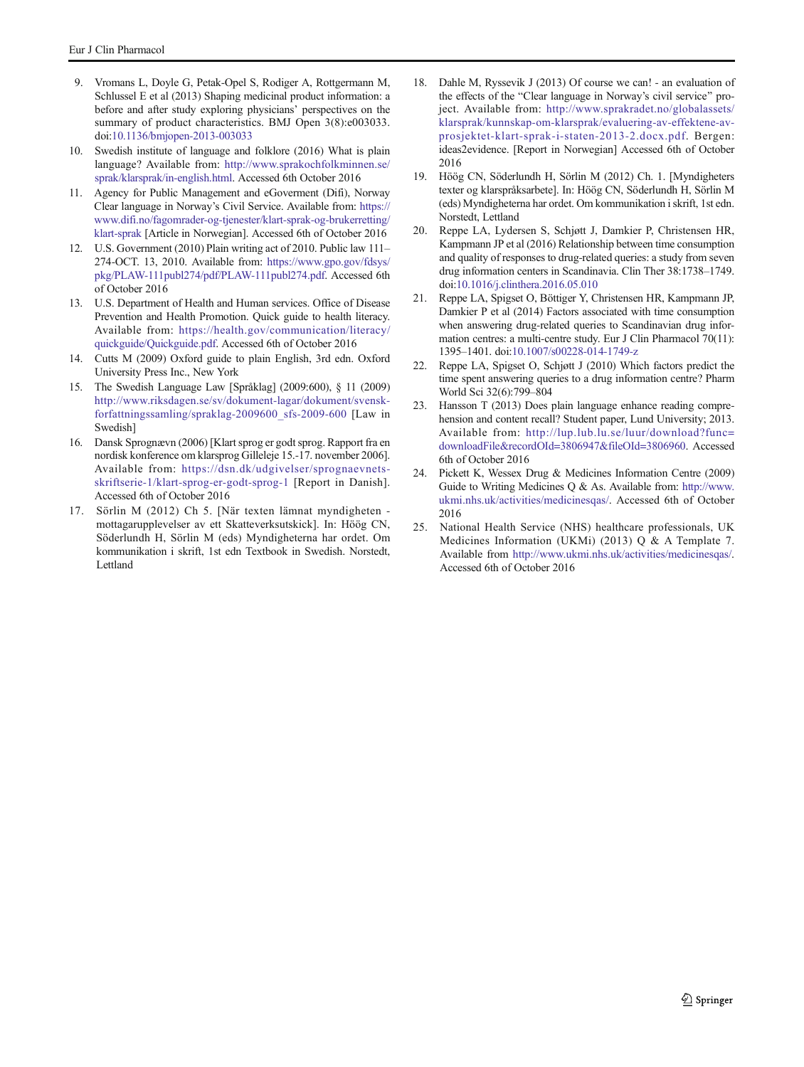9. Vromans L, Doyle G, Petak-Opel S, Rodiger A, Rottgermann M, Schlussel E et al (2013) Shaping medicinal product information: a before and after study exploring physicians' perspectives on the summary of product characteristics. BMJ Open 3(8):e003033. doi:10.1136/bmjopen-2013-003033
10. Swedish institute of language and folklore (2016) What is plain language? Available from: http://www.sprakochfolkminnen.se/sprak/klarsprak/in-english.html. Accessed 6th October 2016
11. Agency for Public Management and eGoverment (Difi), Norway Clear language in Norway's Civil Service. Available from: https://www.difi.no/fagomrader-og-tjenester/klart-sprak-og-brukerretting/klart-sprak [Article in Norwegian]. Accessed 6th of October 2016
12. U.S. Government (2010) Plain writing act of 2010. Public law 111–274-OCT. 13, 2010. Available from: https://www.gpo.gov/fdsys/pkg/PLAW-111publ274/pdf/PLAW-111publ274.pdf. Accessed 6th of October 2016
13. U.S. Department of Health and Human services. Office of Disease Prevention and Health Promotion. Quick guide to health literacy. Available from: https://health.gov/communication/literacy/quickguide/Quickguide.pdf. Accessed 6th of October 2016
14. Cutts M (2009) Oxford guide to plain English, 3rd edn. Oxford University Press Inc., New York
15. The Swedish Language Law [Språklag] (2009:600), § 11 (2009) http://www.riksdagen.se/sv/dokument-lagar/dokument/svensk-forfattningssamling/spraklag-2009600_sfs-2009-600 [Law in Swedish]
16. Dansk Sprognævn (2006) [Klart sprog er godt sprog. Rapport fra en nordisk konference om klarsprog Gilleleje 15.-17. november 2006]. Available from: https://dsn.dk/udgivelser/sprognaevnets-skriftserie-1/klart-sprog-er-godt-sprog-1 [Report in Danish]. Accessed 6th of October 2016
17. Sörlin M (2012) Ch 5. [När texten lämnat myndigheten - mottagarupplevelser av ett Skatteverksutskick]. In: Höög CN, Söderlundh H, Sörlin M (eds) Myndigheterna har ordet. Om kommunikation i skrift, 1st edn Textbook in Swedish. Norstedt, Lettland
18. Dahle M, Ryssevik J (2013) Of course we can! - an evaluation of the effects of the "Clear language in Norway's civil service" project. Available from: http://www.sprakradet.no/globalassets/klarsprak/kunnskap-om-klarsprak/evaluering-av-effektene-av-prosjektet-klart-sprak-i-staten-2013-2.docx.pdf. Bergen: ideas2evidence. [Report in Norwegian] Accessed 6th of October 2016
19. Höög CN, Söderlundh H, Sörlin M (2012) Ch. 1. [Myndigheters texter og klarspråksarbete]. In: Höög CN, Söderlundh H, Sörlin M (eds) Myndigheterna har ordet. Om kommunikation i skrift, 1st edn. Norstedt, Lettland
20. Reppe LA, Lydersen S, Schjøtt J, Damkier P, Christensen HR, Kampmann JP et al (2016) Relationship between time consumption and quality of responses to drug-related queries: a study from seven drug information centers in Scandinavia. Clin Ther 38:1738–1749. doi:10.1016/j.clinthera.2016.05.010
21. Reppe LA, Spigset O, Böttiger Y, Christensen HR, Kampmann JP, Damkier P et al (2014) Factors associated with time consumption when answering drug-related queries to Scandinavian drug information centres: a multi-centre study. Eur J Clin Pharmacol 70(11):1395–1401. doi:10.1007/s00228-014-1749-z
22. Reppe LA, Spigset O, Schjøtt J (2010) Which factors predict the time spent answering queries to a drug information centre? Pharm World Sci 32(6):799–804
23. Hansson T (2013) Does plain language enhance reading comprehension and content recall? Student paper, Lund University; 2013. Available from: http://lup.lub.lu.se/luur/download?func=downloadFile&recordOId=3806947&fileOId=3806960. Accessed 6th of October 2016
24. Pickett K, Wessex Drug & Medicines Information Centre (2009) Guide to Writing Medicines Q & As. Available from: http://www.ukmi.nhs.uk/activities/medicinesqas/. Accessed 6th of October 2016
25. National Health Service (NHS) healthcare professionals, UK Medicines Information (UKMi) (2013) Q & A Template 7. Available from http://www.ukmi.nhs.uk/activities/medicinesqas/. Accessed 6th of October 2016